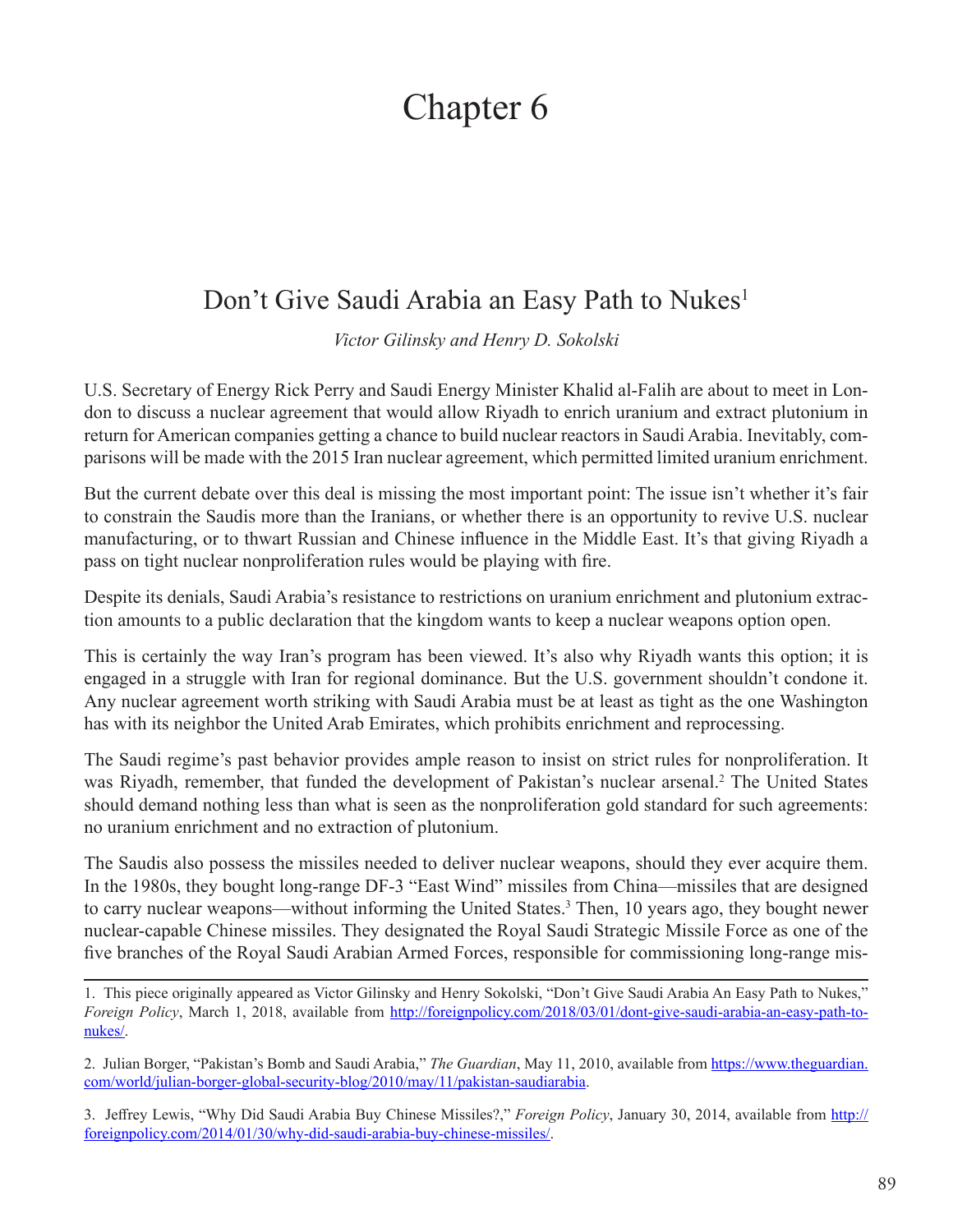# Chapter 6

## Don't Give Saudi Arabia an Easy Path to Nukes[1]

*Victor Gilinsky and Henry D. Sokolski*

U.S. Secretary of Energy Rick Perry and Saudi Energy Minister Khalid al-Falih are about to meet in London to discuss a nuclear agreement that would allow Riyadh to enrich uranium and extract plutonium in return for American companies getting a chance to build nuclear reactors in Saudi Arabia. Inevitably, comparisons will be made with the 2015 Iran nuclear agreement, which permitted limited uranium enrichment.

But the current debate over this deal is missing the most important point: The issue isn't whether it's fair to constrain the Saudis more than the Iranians, or whether there is an opportunity to revive U.S. nuclear manufacturing, or to thwart Russian and Chinese influence in the Middle East. It's that giving Riyadh a pass on tight nuclear nonproliferation rules would be playing with fire.

Despite its denials, Saudi Arabia's resistance to restrictions on uranium enrichment and plutonium extraction amounts to a public declaration that the kingdom wants to keep a nuclear weapons option open.

This is certainly the way Iran's program has been viewed. It's also why Riyadh wants this option; it is engaged in a struggle with Iran for regional dominance. But the U.S. government shouldn't condone it. Any nuclear agreement worth striking with Saudi Arabia must be at least as tight as the one Washington has with its neighbor the United Arab Emirates, which prohibits enrichment and reprocessing.

The Saudi regime's past behavior provides ample reason to insist on strict rules for nonproliferation. It was Riyadh, remember, that funded the development of Pakistan's nuclear arsenal.[2] The United States should demand nothing less than what is seen as the nonproliferation gold standard for such agreements: no uranium enrichment and no extraction of plutonium.

The Saudis also possess the missiles needed to deliver nuclear weapons, should they ever acquire them. In the 1980s, they bought long-range DF-3 "East Wind" missiles from China—missiles that are designed to carry nuclear weapons—without informing the United States.[3] Then, 10 years ago, they bought newer nuclear-capable Chinese missiles. They designated the Royal Saudi Strategic Missile Force as one of the five branches of the Royal Saudi Arabian Armed Forces, responsible for commissioning long-range mis-

---

1. This piece originally appeared as Victor Gilinsky and Henry Sokolski, "Don't Give Saudi Arabia An Easy Path to Nukes," *Foreign Policy*, March 1, 2018, available from http://foreignpolicy.com/2018/03/01/dont-give-saudi-arabia-an-easy-path-to-nukes/.

2. Julian Borger, "Pakistan's Bomb and Saudi Arabia," *The Guardian*, May 11, 2010, available from https://www.theguardian.com/world/julian-borger-global-security-blog/2010/may/11/pakistan-saudiarabia.

3. Jeffrey Lewis, "Why Did Saudi Arabia Buy Chinese Missiles?," *Foreign Policy*, January 30, 2014, available from http://foreignpolicy.com/2014/01/30/why-did-saudi-arabia-buy-chinese-missiles/.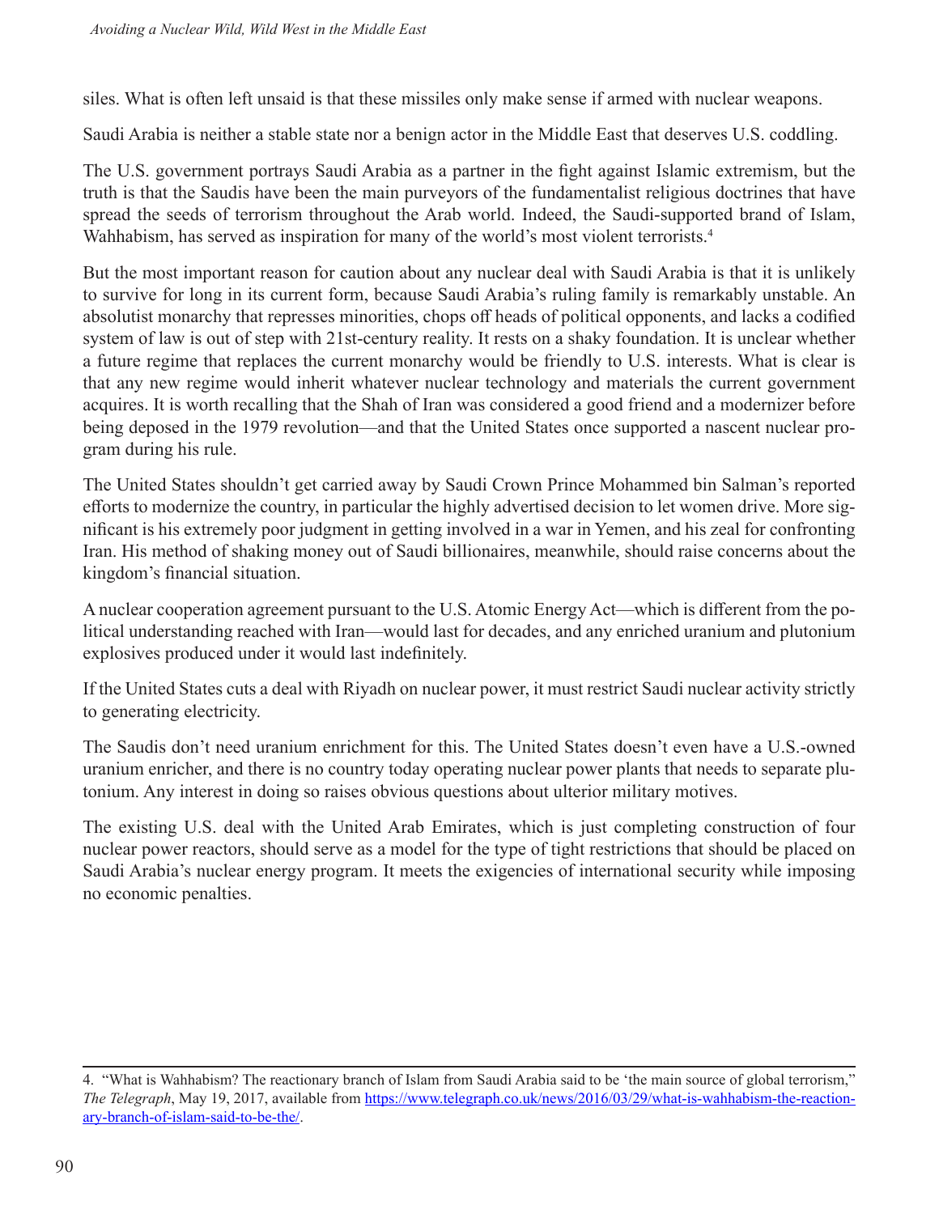siles. What is often left unsaid is that these missiles only make sense if armed with nuclear weapons.

Saudi Arabia is neither a stable state nor a benign actor in the Middle East that deserves U.S. coddling.

The U.S. government portrays Saudi Arabia as a partner in the fight against Islamic extremism, but the truth is that the Saudis have been the main purveyors of the fundamentalist religious doctrines that have spread the seeds of terrorism throughout the Arab world. Indeed, the Saudi-supported brand of Islam, Wahhabism, has served as inspiration for many of the world's most violent terrorists.[4]

But the most important reason for caution about any nuclear deal with Saudi Arabia is that it is unlikely to survive for long in its current form, because Saudi Arabia's ruling family is remarkably unstable. An absolutist monarchy that represses minorities, chops off heads of political opponents, and lacks a codified system of law is out of step with 21st-century reality. It rests on a shaky foundation. It is unclear whether a future regime that replaces the current monarchy would be friendly to U.S. interests. What is clear is that any new regime would inherit whatever nuclear technology and materials the current government acquires. It is worth recalling that the Shah of Iran was considered a good friend and a modernizer before being deposed in the 1979 revolution—and that the United States once supported a nascent nuclear program during his rule.

The United States shouldn't get carried away by Saudi Crown Prince Mohammed bin Salman's reported efforts to modernize the country, in particular the highly advertised decision to let women drive. More significant is his extremely poor judgment in getting involved in a war in Yemen, and his zeal for confronting Iran. His method of shaking money out of Saudi billionaires, meanwhile, should raise concerns about the kingdom's financial situation.

A nuclear cooperation agreement pursuant to the U.S. Atomic Energy Act—which is different from the political understanding reached with Iran—would last for decades, and any enriched uranium and plutonium explosives produced under it would last indefinitely.

If the United States cuts a deal with Riyadh on nuclear power, it must restrict Saudi nuclear activity strictly to generating electricity.

The Saudis don't need uranium enrichment for this. The United States doesn't even have a U.S.-owned uranium enricher, and there is no country today operating nuclear power plants that needs to separate plutonium. Any interest in doing so raises obvious questions about ulterior military motives.

The existing U.S. deal with the United Arab Emirates, which is just completing construction of four nuclear power reactors, should serve as a model for the type of tight restrictions that should be placed on Saudi Arabia's nuclear energy program. It meets the exigencies of international security while imposing no economic penalties.

---

4. "What is Wahhabism? The reactionary branch of Islam from Saudi Arabia said to be 'the main source of global terrorism,'" *The Telegraph*, May 19, 2017, available from https://www.telegraph.co.uk/news/2016/03/29/what-is-wahhabism-the-reactionary-branch-of-islam-said-to-be-the/.